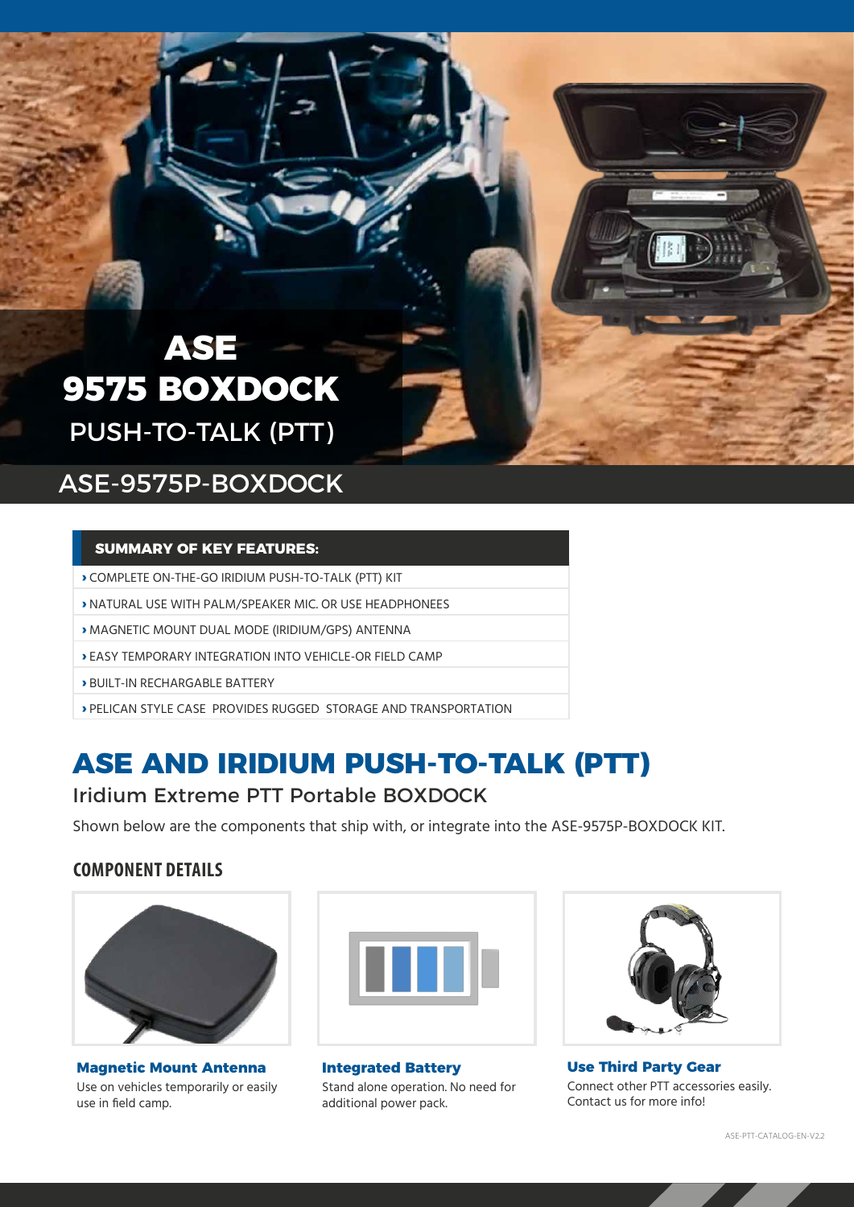# ASE 9575 BOXDOCK

PUSH-TO-TALK (PTT)

## ASE-9575P-BOXDOCK

**SUMMARY OF KEY FEATURES:**

- › COMPLETE ON-THE-GO IRIDIUM PUSH-TO-TALK (PTT) KIT
- › NATURAL USE WITH PALM/SPEAKER MIC. OR USE HEADPHONEES
- › MAGNETIC MOUNT DUAL MODE (IRIDIUM/GPS) ANTENNA
- › EASY TEMPORARY INTEGRATION INTO VEHICLE-OR FIELD CAMP
- › BUILT-IN RECHARGABLE BATTERY
- › PELICAN STYLE CASE PROVIDES RUGGED STORAGE AND TRANSPORTATION

# ASE AND IRIDIUM PUSH-TO-TALK (PTT)

## Iridium Extreme PTT Portable BOXDOCK

Shown below are the components that ship with, or integrate into the ASE-9575P-BOXDOCK KIT.

### COMPONENT DETAILS

**Magnetic Mount Antenna**
Use on vehicles temporarily or easily use in field camp.

**Integrated Battery**
Stand alone operation. No need for additional power pack.

**Use Third Party Gear**
Connect other PTT accessories easily. Contact us for more info!

ASE-PTT-CATALOG-EN-V2.2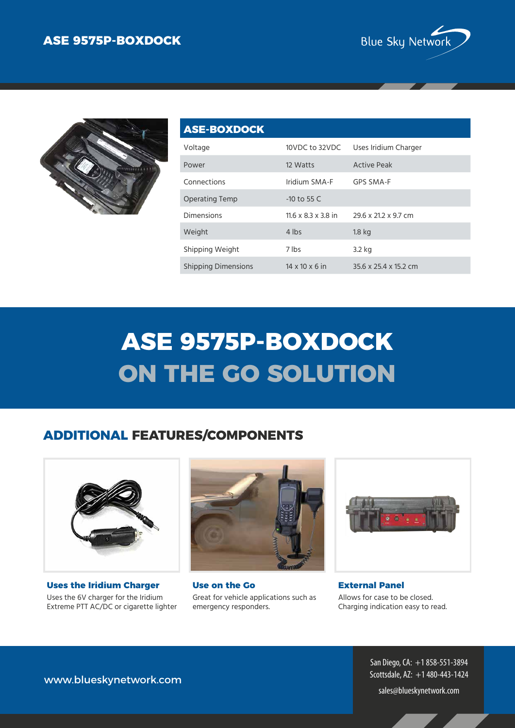# ASE 9575P-BOXDOCK

| ASE-BOXDOCK | | |
|---|---|---|
| Voltage | 10VDC to 32VDC | Uses Iridium Charger |
| Power | 12 Watts | Active Peak |
| Connections | Iridium SMA-F | GPS SMA-F |
| Operating Temp | -10 to 55 C | |
| Dimensions | 11.6 x 8.3 x 3.8 in | 29.6 x 21.2 x 9.7 cm |
| Weight | 4 lbs | 1.8 kg |
| Shipping Weight | 7 lbs | 3.2 kg |
| Shipping Dimensions | 14 x 10 x 6 in | 35.6 x 25.4 x 15.2 cm |

# ASE 9575P-BOXDOCK ON THE GO SOLUTION

## ADDITIONAL FEATURES/COMPONENTS

### Uses the Iridium Charger

Uses the 6V charger for the Iridium Extreme PTT AC/DC or cigarette lighter

### Use on the Go

Great for vehicle applications such as emergency responders.

### External Panel

Allows for case to be closed. Charging indication easy to read.

www.blueskynetwork.com

San Diego, CA: +1 858-551-3894
Scottsdale, AZ: +1 480-443-1424
sales@blueskynetwork.com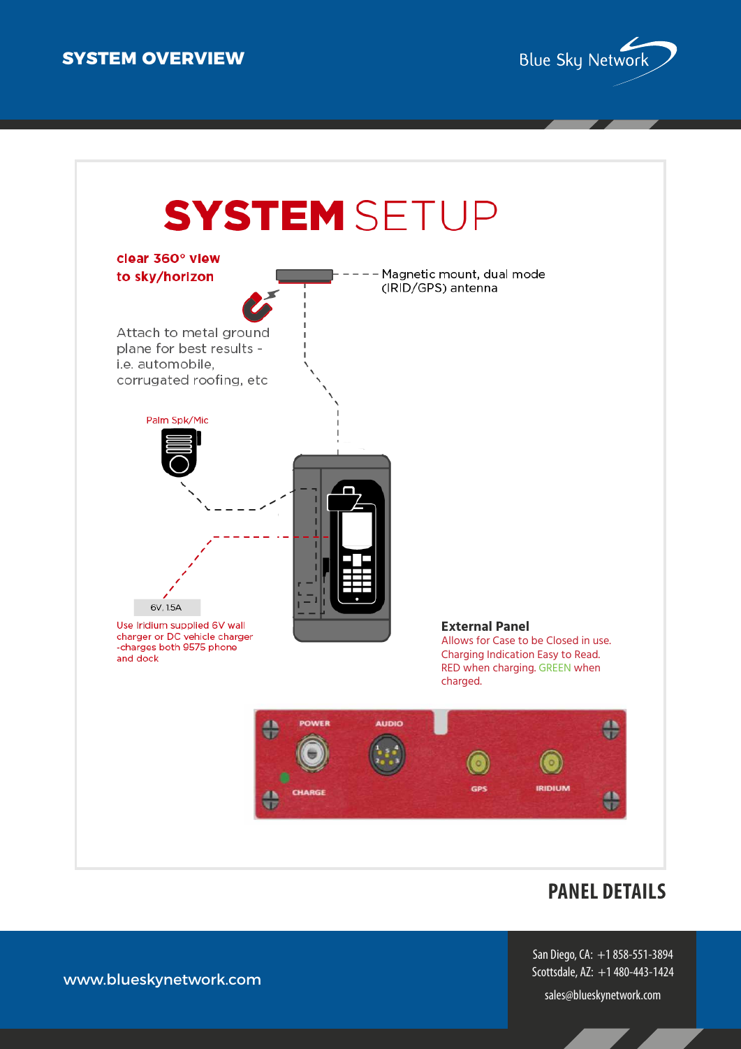# SYSTEM OVERVIEW

## SYSTEM SETUP

**clear 360° view to sky/horizon**

Magnetic mount, dual mode (IRID/GPS) antenna

Attach to metal ground plane for best results - i.e. automobile, corrugated roofing, etc

Palm Spk/Mic

6V, 15A

Use Iridium supplied 6V wall charger or DC vehicle charger -charges both 9575 phone and dock

**External Panel**

Allows for Case to be Closed in use. Charging Indication Easy to Read. RED when charging. GREEN when charged.

POWER · AUDIO · CHARGE · GPS · IRIDIUM

## PANEL DETAILS

www.blueskynetwork.com

San Diego, CA: +1 858-551-3894
Scottsdale, AZ: +1 480-443-1424
sales@blueskynetwork.com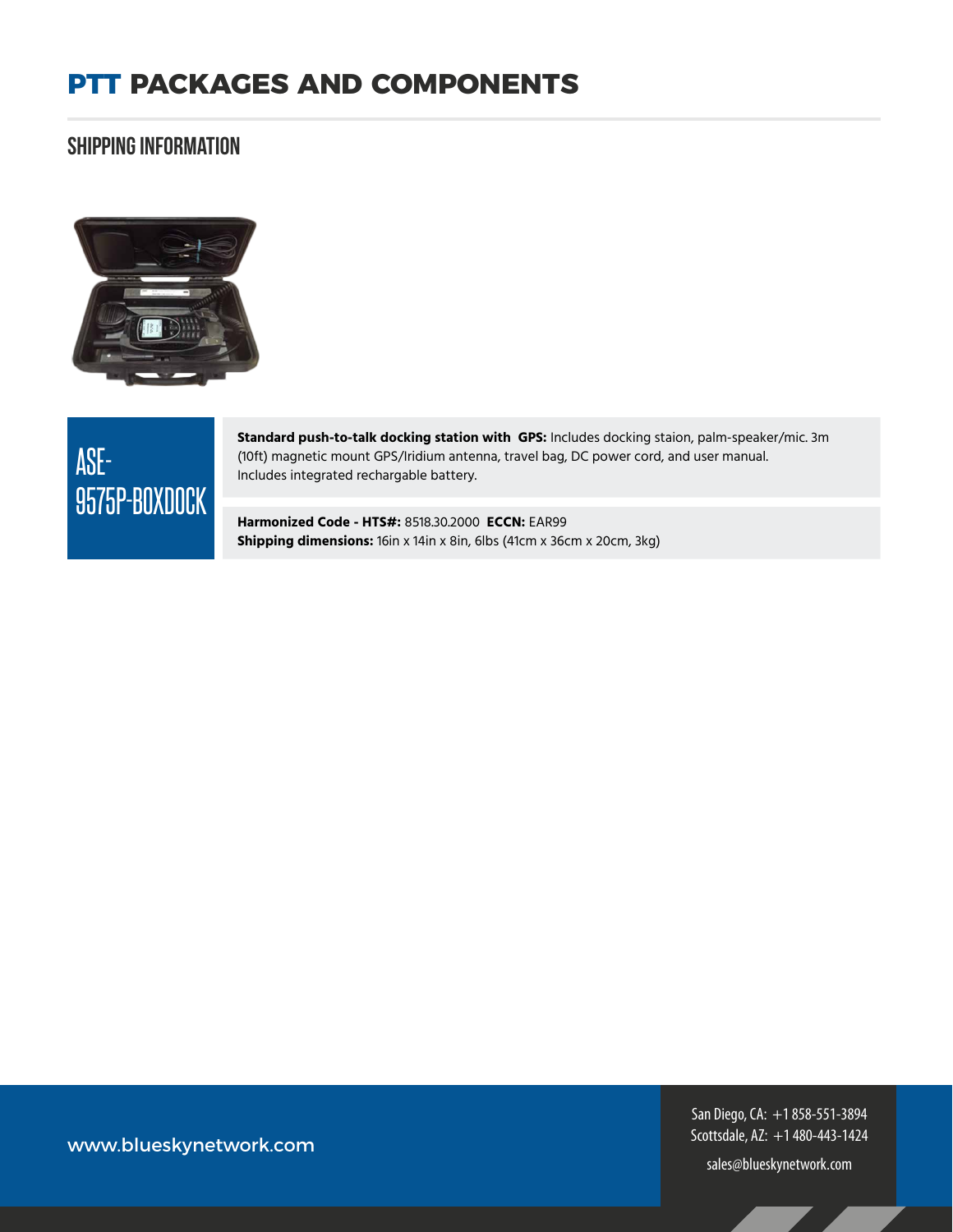# PTT PACKAGES AND COMPONENTS

## SHIPPING INFORMATION

### ASE-9575P-BOXDOCK

**Standard push-to-talk docking station with GPS:** Includes docking staion, palm-speaker/mic. 3m (10ft) magnetic mount GPS/Iridium antenna, travel bag, DC power cord, and user manual. Includes integrated rechargable battery.

**Harmonized Code - HTS#:** 8518.30.2000 **ECCN:** EAR99
**Shipping dimensions:** 16in x 14in x 8in, 6lbs (41cm x 36cm x 20cm, 3kg)

www.blueskynetwork.com

San Diego, CA: +1 858-551-3894
Scottsdale, AZ: +1 480-443-1424
sales@blueskynetwork.com